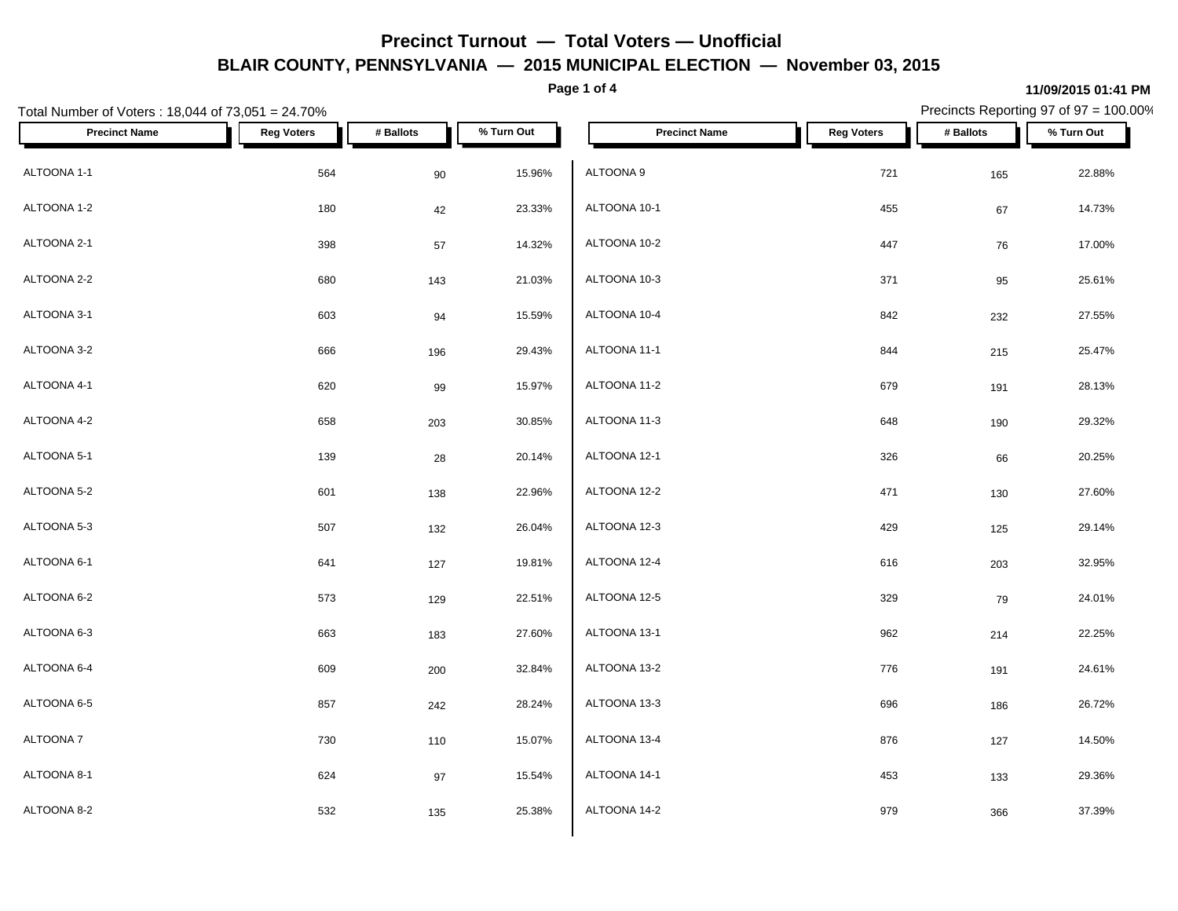# Precinct Turnout — Total Voters — Unofficial

## BLAIR COUNTY, PENNSYLVANIA — 2015 MUNICIPAL ELECTION — November 03, 2015

**11/09/2015 01:41 PM**

Total Number of Voters : 18,044 of 73,051 = 24.70%

Precincts Reporting 97 of 97 = 100.00%

| Precinct Name | Reg Voters | # Ballots | % Turn Out |
|---|---|---|---|
| ALTOONA 1-1 | 564 | 90 | 15.96% |
| ALTOONA 1-2 | 180 | 42 | 23.33% |
| ALTOONA 2-1 | 398 | 57 | 14.32% |
| ALTOONA 2-2 | 680 | 143 | 21.03% |
| ALTOONA 3-1 | 603 | 94 | 15.59% |
| ALTOONA 3-2 | 666 | 196 | 29.43% |
| ALTOONA 4-1 | 620 | 99 | 15.97% |
| ALTOONA 4-2 | 658 | 203 | 30.85% |
| ALTOONA 5-1 | 139 | 28 | 20.14% |
| ALTOONA 5-2 | 601 | 138 | 22.96% |
| ALTOONA 5-3 | 507 | 132 | 26.04% |
| ALTOONA 6-1 | 641 | 127 | 19.81% |
| ALTOONA 6-2 | 573 | 129 | 22.51% |
| ALTOONA 6-3 | 663 | 183 | 27.60% |
| ALTOONA 6-4 | 609 | 200 | 32.84% |
| ALTOONA 6-5 | 857 | 242 | 28.24% |
| ALTOONA 7 | 730 | 110 | 15.07% |
| ALTOONA 8-1 | 624 | 97 | 15.54% |
| ALTOONA 8-2 | 532 | 135 | 25.38% |
| ALTOONA 9 | 721 | 165 | 22.88% |
| ALTOONA 10-1 | 455 | 67 | 14.73% |
| ALTOONA 10-2 | 447 | 76 | 17.00% |
| ALTOONA 10-3 | 371 | 95 | 25.61% |
| ALTOONA 10-4 | 842 | 232 | 27.55% |
| ALTOONA 11-1 | 844 | 215 | 25.47% |
| ALTOONA 11-2 | 679 | 191 | 28.13% |
| ALTOONA 11-3 | 648 | 190 | 29.32% |
| ALTOONA 12-1 | 326 | 66 | 20.25% |
| ALTOONA 12-2 | 471 | 130 | 27.60% |
| ALTOONA 12-3 | 429 | 125 | 29.14% |
| ALTOONA 12-4 | 616 | 203 | 32.95% |
| ALTOONA 12-5 | 329 | 79 | 24.01% |
| ALTOONA 13-1 | 962 | 214 | 22.25% |
| ALTOONA 13-2 | 776 | 191 | 24.61% |
| ALTOONA 13-3 | 696 | 186 | 26.72% |
| ALTOONA 13-4 | 876 | 127 | 14.50% |
| ALTOONA 14-1 | 453 | 133 | 29.36% |
| ALTOONA 14-2 | 979 | 366 | 37.39% |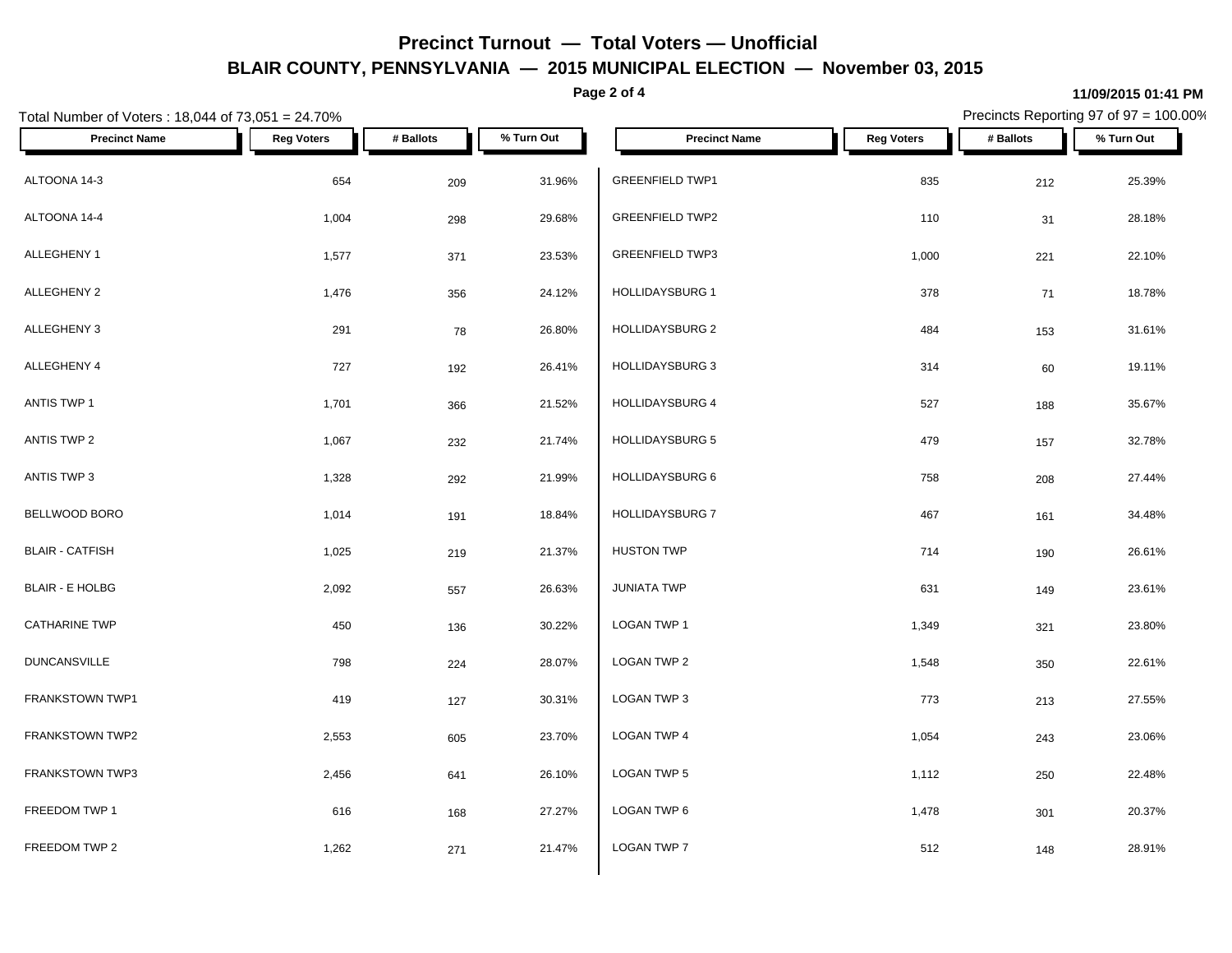# Precinct Turnout — Total Voters — Unofficial

## BLAIR COUNTY, PENNSYLVANIA — 2015 MUNICIPAL ELECTION — November 03, 2015

11/09/2015 01:41 PM

Total Number of Voters : 18,044 of 73,051 = 24.70%

Precincts Reporting 97 of 97 = 100.00%

| Precinct Name | Reg Voters | # Ballots | % Turn Out |
|---|---|---|---|
| ALTOONA 14-3 | 654 | 209 | 31.96% |
| ALTOONA 14-4 | 1,004 | 298 | 29.68% |
| ALLEGHENY 1 | 1,577 | 371 | 23.53% |
| ALLEGHENY 2 | 1,476 | 356 | 24.12% |
| ALLEGHENY 3 | 291 | 78 | 26.80% |
| ALLEGHENY 4 | 727 | 192 | 26.41% |
| ANTIS TWP 1 | 1,701 | 366 | 21.52% |
| ANTIS TWP 2 | 1,067 | 232 | 21.74% |
| ANTIS TWP 3 | 1,328 | 292 | 21.99% |
| BELLWOOD BORO | 1,014 | 191 | 18.84% |
| BLAIR - CATFISH | 1,025 | 219 | 21.37% |
| BLAIR - E HOLBG | 2,092 | 557 | 26.63% |
| CATHARINE TWP | 450 | 136 | 30.22% |
| DUNCANSVILLE | 798 | 224 | 28.07% |
| FRANKSTOWN TWP1 | 419 | 127 | 30.31% |
| FRANKSTOWN TWP2 | 2,553 | 605 | 23.70% |
| FRANKSTOWN TWP3 | 2,456 | 641 | 26.10% |
| FREEDOM TWP 1 | 616 | 168 | 27.27% |
| FREEDOM TWP 2 | 1,262 | 271 | 21.47% |
| GREENFIELD TWP1 | 835 | 212 | 25.39% |
| GREENFIELD TWP2 | 110 | 31 | 28.18% |
| GREENFIELD TWP3 | 1,000 | 221 | 22.10% |
| HOLLIDAYSBURG 1 | 378 | 71 | 18.78% |
| HOLLIDAYSBURG 2 | 484 | 153 | 31.61% |
| HOLLIDAYSBURG 3 | 314 | 60 | 19.11% |
| HOLLIDAYSBURG 4 | 527 | 188 | 35.67% |
| HOLLIDAYSBURG 5 | 479 | 157 | 32.78% |
| HOLLIDAYSBURG 6 | 758 | 208 | 27.44% |
| HOLLIDAYSBURG 7 | 467 | 161 | 34.48% |
| HUSTON TWP | 714 | 190 | 26.61% |
| JUNIATA TWP | 631 | 149 | 23.61% |
| LOGAN TWP 1 | 1,349 | 321 | 23.80% |
| LOGAN TWP 2 | 1,548 | 350 | 22.61% |
| LOGAN TWP 3 | 773 | 213 | 27.55% |
| LOGAN TWP 4 | 1,054 | 243 | 23.06% |
| LOGAN TWP 5 | 1,112 | 250 | 22.48% |
| LOGAN TWP 6 | 1,478 | 301 | 20.37% |
| LOGAN TWP 7 | 512 | 148 | 28.91% |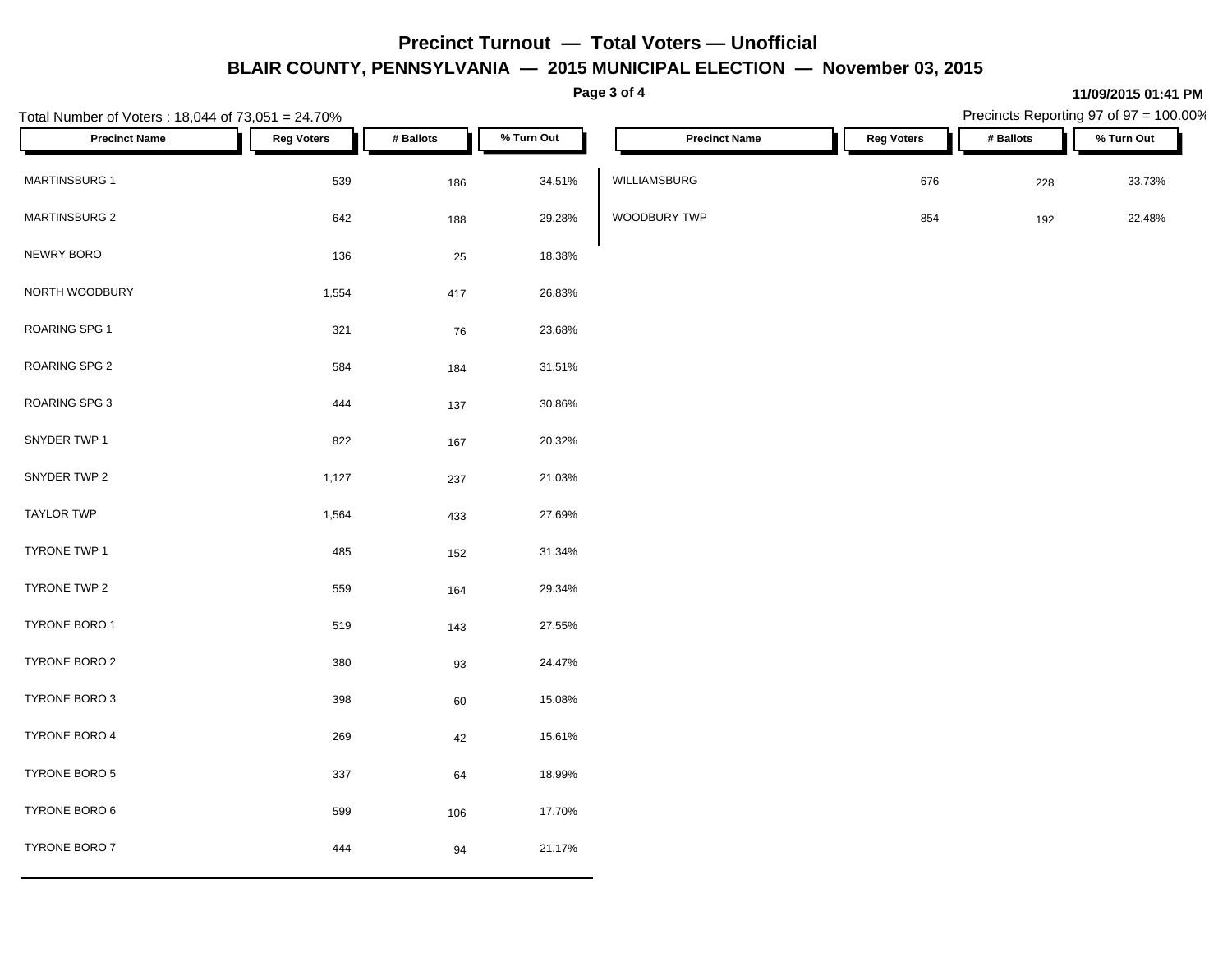# Precinct Turnout — Total Voters — Unofficial

## BLAIR COUNTY, PENNSYLVANIA — 2015 MUNICIPAL ELECTION — November 03, 2015

**11/09/2015 01:41 PM**

Total Number of Voters : 18,044 of 73,051 = 24.70%

Precincts Reporting 97 of 97 = 100.00%

| Precinct Name | Reg Voters | # Ballots | % Turn Out |
|---|---|---|---|
| MARTINSBURG 1 | 539 | 186 | 34.51% |
| MARTINSBURG 2 | 642 | 188 | 29.28% |
| NEWRY BORO | 136 | 25 | 18.38% |
| NORTH WOODBURY | 1,554 | 417 | 26.83% |
| ROARING SPG 1 | 321 | 76 | 23.68% |
| ROARING SPG 2 | 584 | 184 | 31.51% |
| ROARING SPG 3 | 444 | 137 | 30.86% |
| SNYDER TWP 1 | 822 | 167 | 20.32% |
| SNYDER TWP 2 | 1,127 | 237 | 21.03% |
| TAYLOR TWP | 1,564 | 433 | 27.69% |
| TYRONE TWP 1 | 485 | 152 | 31.34% |
| TYRONE TWP 2 | 559 | 164 | 29.34% |
| TYRONE BORO 1 | 519 | 143 | 27.55% |
| TYRONE BORO 2 | 380 | 93 | 24.47% |
| TYRONE BORO 3 | 398 | 60 | 15.08% |
| TYRONE BORO 4 | 269 | 42 | 15.61% |
| TYRONE BORO 5 | 337 | 64 | 18.99% |
| TYRONE BORO 6 | 599 | 106 | 17.70% |
| TYRONE BORO 7 | 444 | 94 | 21.17% |
| WILLIAMSBURG | 676 | 228 | 33.73% |
| WOODBURY TWP | 854 | 192 | 22.48% |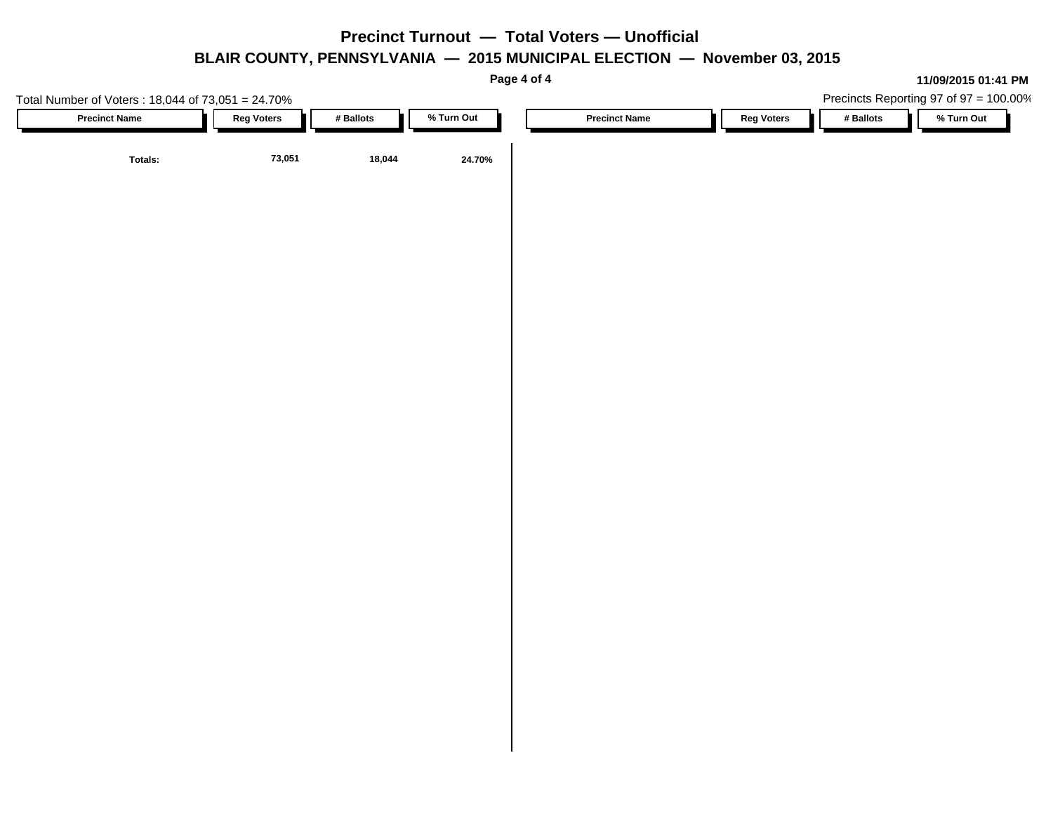# Precinct Turnout — Total Voters — Unofficial

## BLAIR COUNTY, PENNSYLVANIA — 2015 MUNICIPAL ELECTION — November 03, 2015

11/09/2015 01:41 PM

Total Number of Voters : 18,044 of 73,051 = 24.70%

Precincts Reporting 97 of 97 = 100.00%

| Precinct Name | Reg Voters | # Ballots | % Turn Out | Precinct Name | Reg Voters | # Ballots | % Turn Out |
|---|---|---|---|---|---|---|---|
| **Totals:** | **73,051** | **18,044** | **24.70%** | | | | |